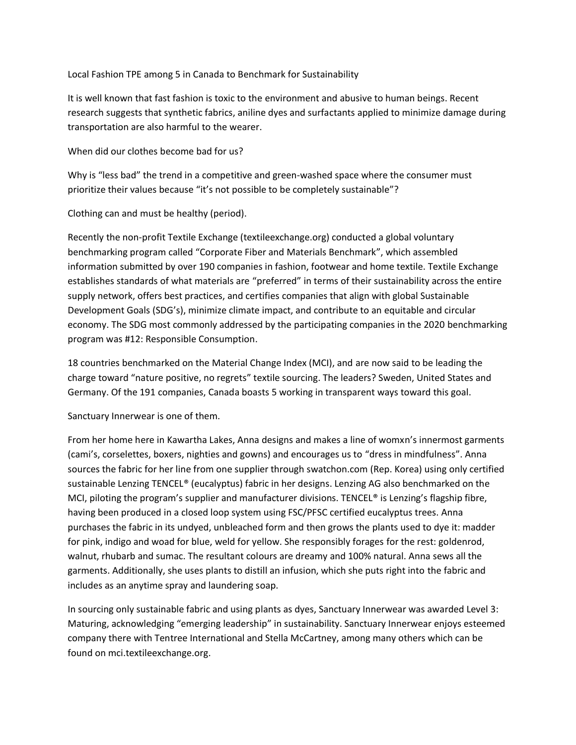# Local Fashion TPE among 5 in Canada to Benchmark for Sustainability

It is well known that fast fashion is toxic to the environment and abusive to human beings. Recent research suggests that synthetic fabrics, aniline dyes and surfactants applied to minimize damage during transportation are also harmful to the wearer.

When did our clothes become bad for us?

Why is "less bad" the trend in a competitive and green-washed space where the consumer must prioritize their values because "it's not possible to be completely sustainable"?

Clothing can and must be healthy (period).

Recently the non-profit Textile Exchange (textileexchange.org) conducted a global voluntary benchmarking program called "Corporate Fiber and Materials Benchmark", which assembled information submitted by over 190 companies in fashion, footwear and home textile. Textile Exchange establishes standards of what materials are "preferred" in terms of their sustainability across the entire supply network, offers best practices, and certifies companies that align with global Sustainable Development Goals (SDG's), minimize climate impact, and contribute to an equitable and circular economy. The SDG most commonly addressed by the participating companies in the 2020 benchmarking program was #12: Responsible Consumption.

18 countries benchmarked on the Material Change Index (MCI), and are now said to be leading the charge toward "nature positive, no regrets" textile sourcing. The leaders? Sweden, United States and Germany. Of the 191 companies, Canada boasts 5 working in transparent ways toward this goal.

Sanctuary Innerwear is one of them.

From her home here in Kawartha Lakes, Anna designs and makes a line of womxn's innermost garments (cami's, corselettes, boxers, nighties and gowns) and encourages us to "dress in mindfulness". Anna sources the fabric for her line from one supplier through swatchon.com (Rep. Korea) using only certified sustainable Lenzing TENCEL® (eucalyptus) fabric in her designs. Lenzing AG also benchmarked on the MCI, piloting the program's supplier and manufacturer divisions. TENCEL® is Lenzing's flagship fibre, having been produced in a closed loop system using FSC/PFSC certified eucalyptus trees. Anna purchases the fabric in its undyed, unbleached form and then grows the plants used to dye it: madder for pink, indigo and woad for blue, weld for yellow. She responsibly forages for the rest: goldenrod, walnut, rhubarb and sumac. The resultant colours are dreamy and 100% natural. Anna sews all the garments. Additionally, she uses plants to distill an infusion, which she puts right into the fabric and includes as an anytime spray and laundering soap.

In sourcing only sustainable fabric and using plants as dyes, Sanctuary Innerwear was awarded Level 3: Maturing, acknowledging "emerging leadership" in sustainability. Sanctuary Innerwear enjoys esteemed company there with Tentree International and Stella McCartney, among many others which can be found on mci.textileexchange.org.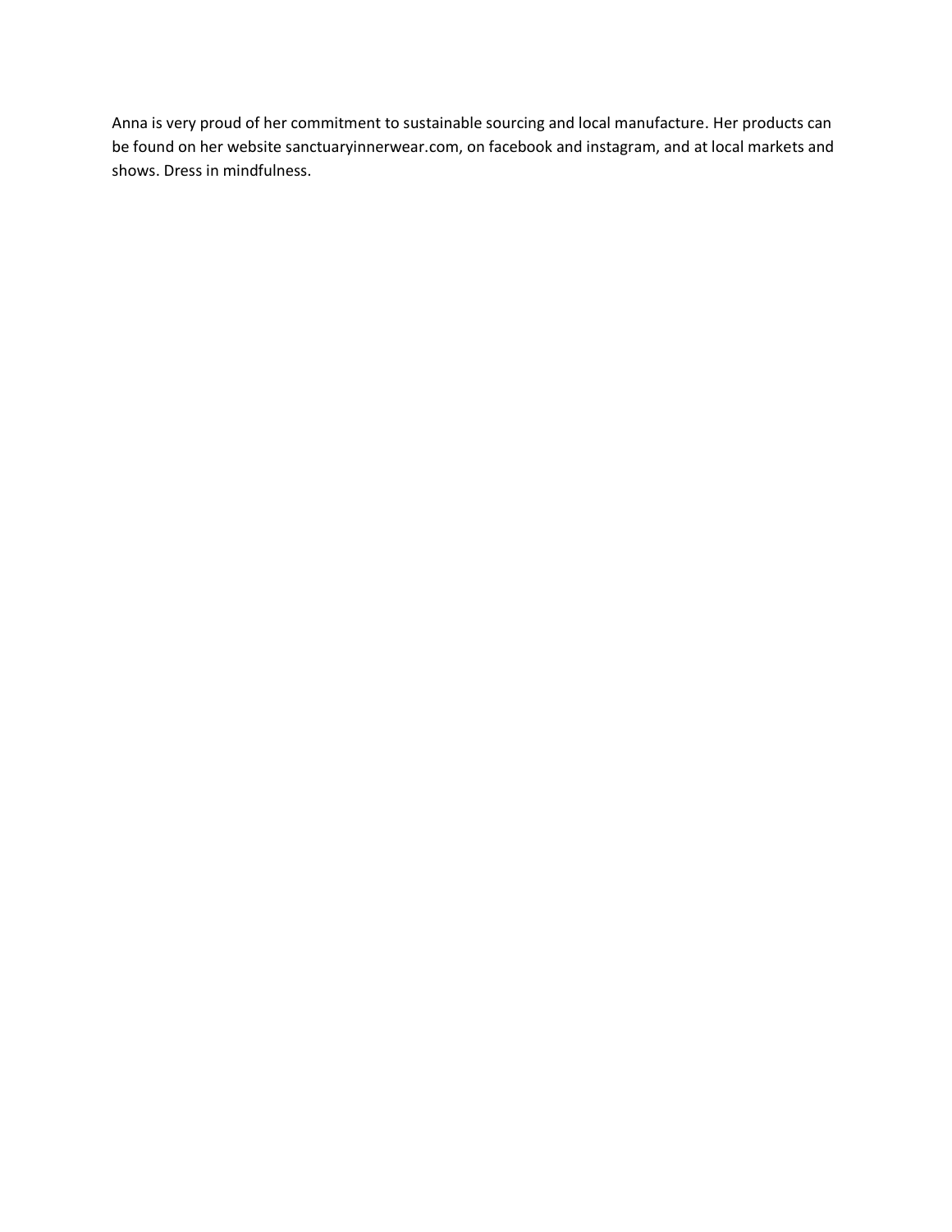Anna is very proud of her commitment to sustainable sourcing and local manufacture. Her products can be found on her website sanctuaryinnerwear.com, on facebook and instagram, and at local markets and shows. Dress in mindfulness.